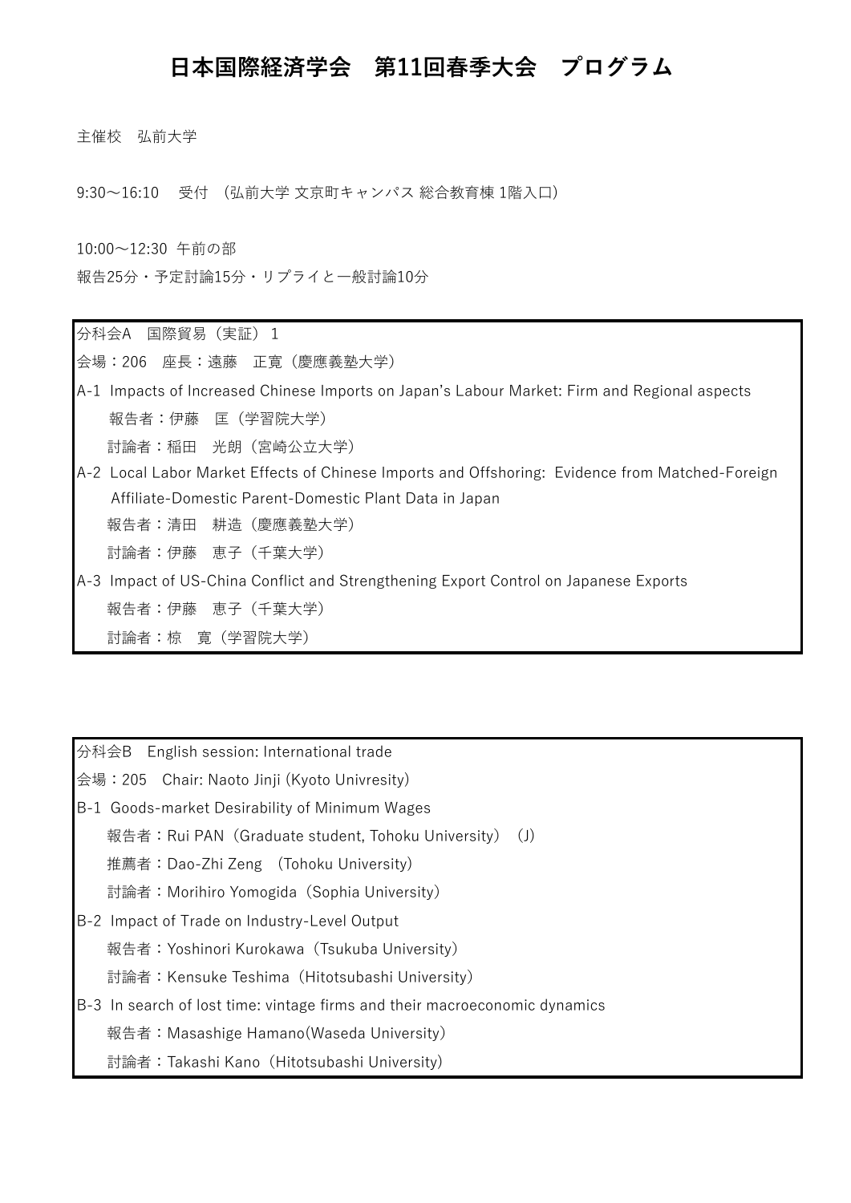# 日本国際経済学会　第11回春季大会　プログラム

主催校　弘前大学

9:30〜16:10　受付　(弘前大学 文京町キャンパス 総合教育棟 1階入口)

10:00〜12:30 午前の部

報告25分・予定討論15分・リプライと一般討論10分

---

分科会A　国際貿易（実証） 1

会場：206　座長：遠藤　正寛（慶應義塾大学）

A-1 Impacts of Increased Chinese Imports on Japan’s Labour Market: Firm and Regional aspects

　　報告者：伊藤　匡（学習院大学）

　　討論者：稲田　光朗（宮崎公立大学）

A-2 Local Labor Market Effects of Chinese Imports and Offshoring: Evidence from Matched-Foreign Affiliate-Domestic Parent-Domestic Plant Data in Japan

　　報告者：清田　耕造（慶應義塾大学）

　　討論者：伊藤　恵子（千葉大学）

A-3 Impact of US-China Conflict and Strengthening Export Control on Japanese Exports

　　報告者：伊藤　恵子（千葉大学）

　　討論者：椋　寛（学習院大学）

---

分科会B　English session: International trade

会場：205　Chair: Naoto Jinji (Kyoto Univresity)

B-1 Goods-market Desirability of Minimum Wages

　　報告者：Rui PAN（Graduate student, Tohoku University）（J）

　　推薦者：Dao-Zhi Zeng　(Tohoku University)

　　討論者：Morihiro Yomogida（Sophia University）

B-2 Impact of Trade on Industry-Level Output

　　報告者：Yoshinori Kurokawa（Tsukuba University）

　　討論者：Kensuke Teshima（Hitotsubashi University）

B-3 In search of lost time: vintage firms and their macroeconomic dynamics

　　報告者：Masashige Hamano(Waseda University)

　　討論者：Takashi Kano（Hitotsubashi University）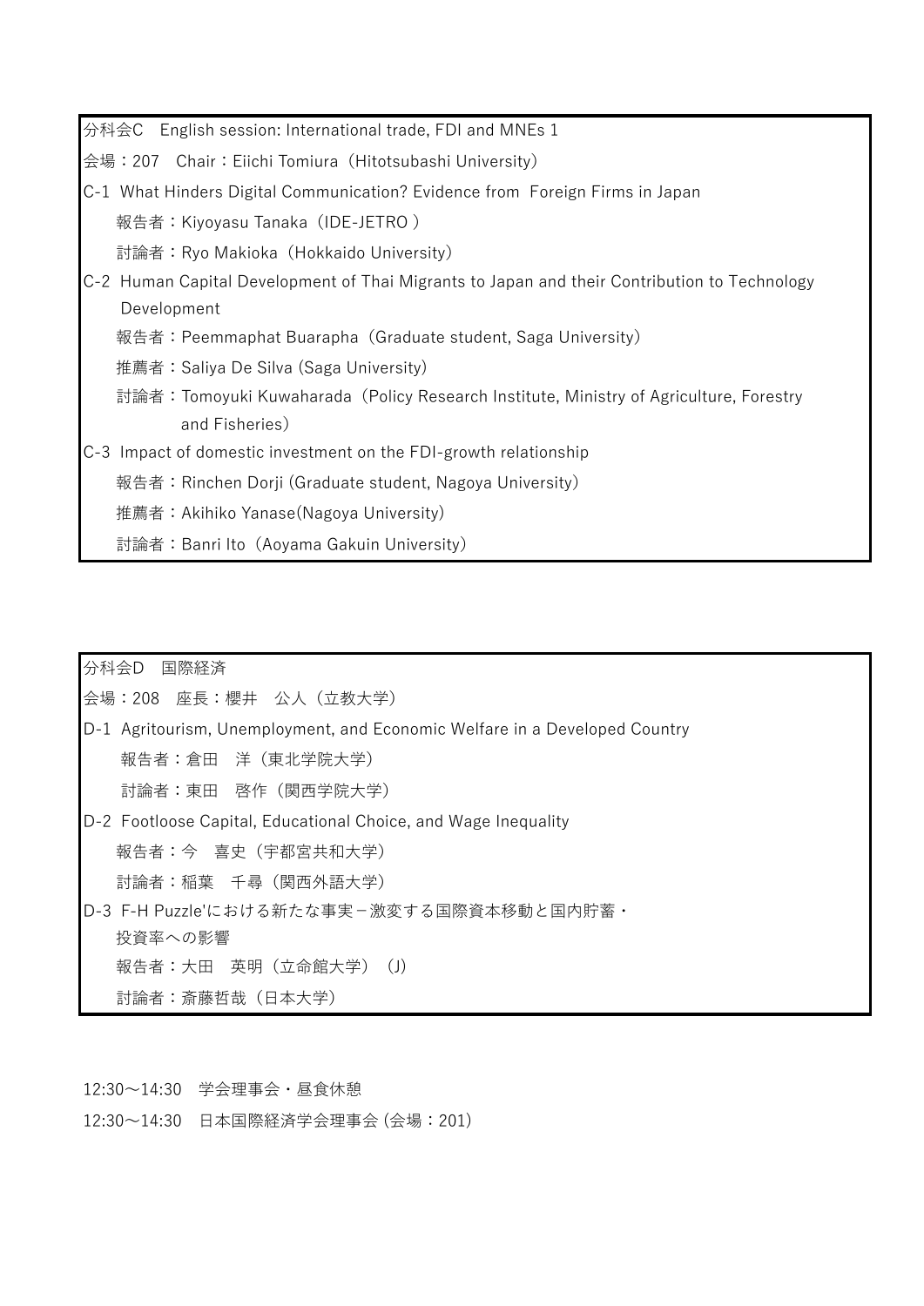分科会C　English session: International trade, FDI and MNEs 1

会場：207　Chair：Eiichi Tomiura（Hitotsubashi University）

C-1  What Hinders Digital Communication? Evidence from  Foreign Firms in Japan

報告者：Kiyoyasu Tanaka（IDE-JETRO ）

討論者：Ryo Makioka（Hokkaido University）

C-2  Human Capital Development of Thai Migrants to Japan and their Contribution to Technology Development

報告者：Peemmaphat Buarapha（Graduate student, Saga University）

推薦者：Saliya De Silva (Saga University)

討論者：Tomoyuki Kuwaharada（Policy Research Institute, Ministry of Agriculture, Forestry and Fisheries）

C-3  Impact of domestic investment on the FDI-growth relationship

報告者：Rinchen Dorji (Graduate student, Nagoya University)

推薦者：Akihiko Yanase(Nagoya University)

討論者：Banri Ito（Aoyama Gakuin University）

---

分科会D　国際経済

会場：208　座長：櫻井　公人（立教大学）

D-1  Agritourism, Unemployment, and Economic Welfare in a Developed Country

報告者：倉田　洋（東北学院大学）

討論者：東田　啓作（関西学院大学）

D-2  Footloose Capital, Educational Choice, and Wage Inequality

報告者：今　喜史（宇都宮共和大学）

討論者：稲葉　千尋（関西外語大学）

D-3  F-H Puzzle'における新たな事実－激変する国際資本移動と国内貯蓄・投資率への影響

報告者：大田　英明（立命館大学）（J）

討論者：斎藤哲哉（日本大学）

---

12:30～14:30　学会理事会・昼食休憩

12:30～14:30　日本国際経済学会理事会 (会場：201)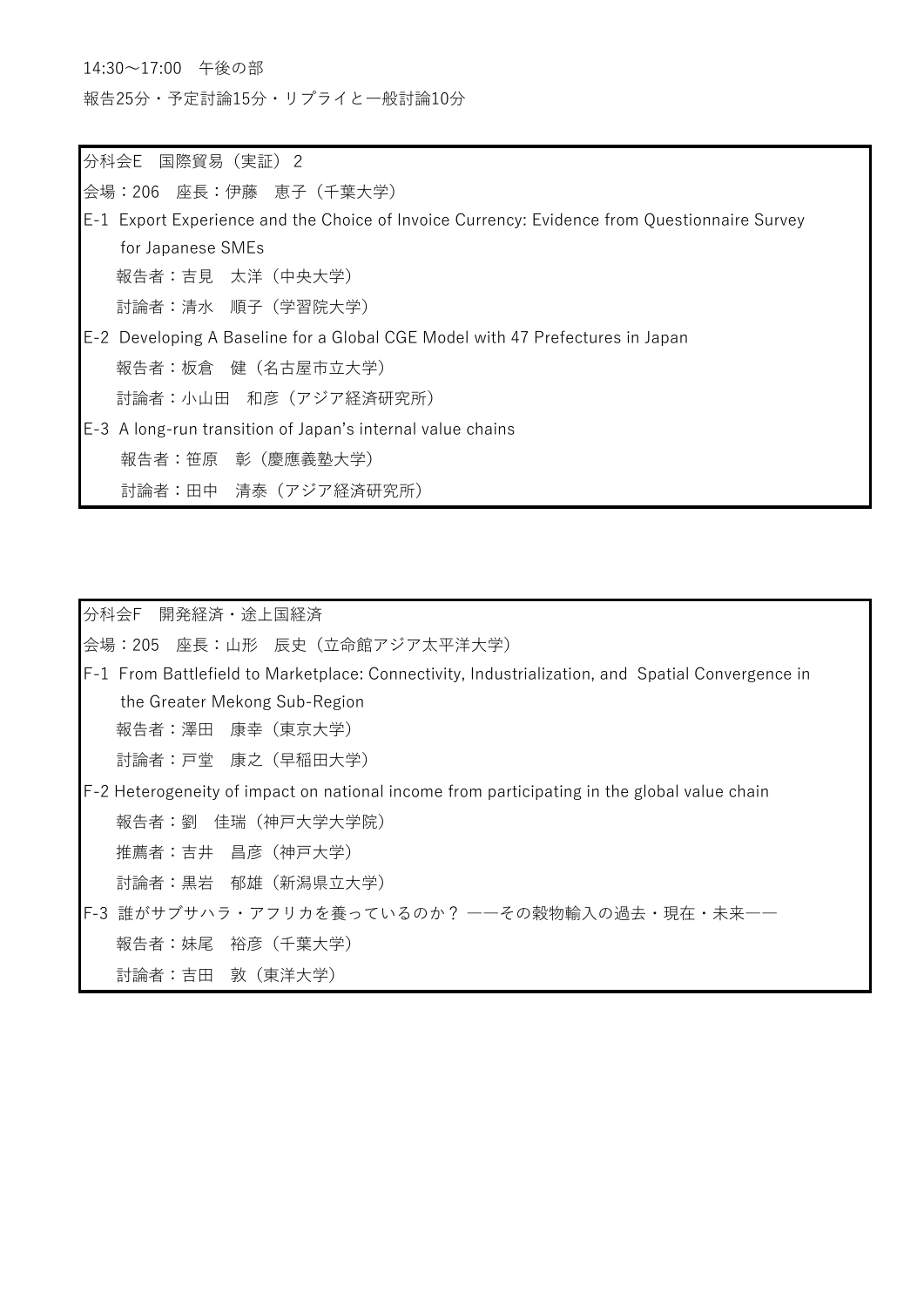14:30～17:00　午後の部

報告25分・予定討論15分・リプライと一般討論10分

分科会E　国際貿易（実証）２

会場：206　座長：伊藤　恵子（千葉大学）

E-1  Export Experience and the Choice of Invoice Currency: Evidence from Questionnaire Survey for Japanese SMEs

報告者：吉見　太洋（中央大学）

討論者：清水　順子（学習院大学）

E-2  Developing A Baseline for a Global CGE Model with 47 Prefectures in Japan

報告者：板倉　健（名古屋市立大学）

討論者：小山田　和彦（アジア経済研究所）

E-3  A long-run transition of Japan's internal value chains

報告者：笹原　彰（慶應義塾大学）

討論者：田中　清泰（アジア経済研究所）

分科会F　開発経済・途上国経済

会場：205　座長：山形　辰史（立命館アジア太平洋大学）

F-1  From Battlefield to Marketplace: Connectivity, Industrialization, and Spatial Convergence in the Greater Mekong Sub-Region

報告者：澤田　康幸（東京大学）

討論者：戸堂　康之（早稲田大学）

F-2 Heterogeneity of impact on national income from participating in the global value chain

報告者：劉　佳瑞（神戸大学大学院）

推薦者：吉井　昌彦（神戸大学）

討論者：黒岩　郁雄（新潟県立大学）

F-3  誰がサブサハラ・アフリカを養っているのか？ ――その穀物輸入の過去・現在・未来――

報告者：妹尾　裕彦（千葉大学）

討論者：吉田　敦（東洋大学）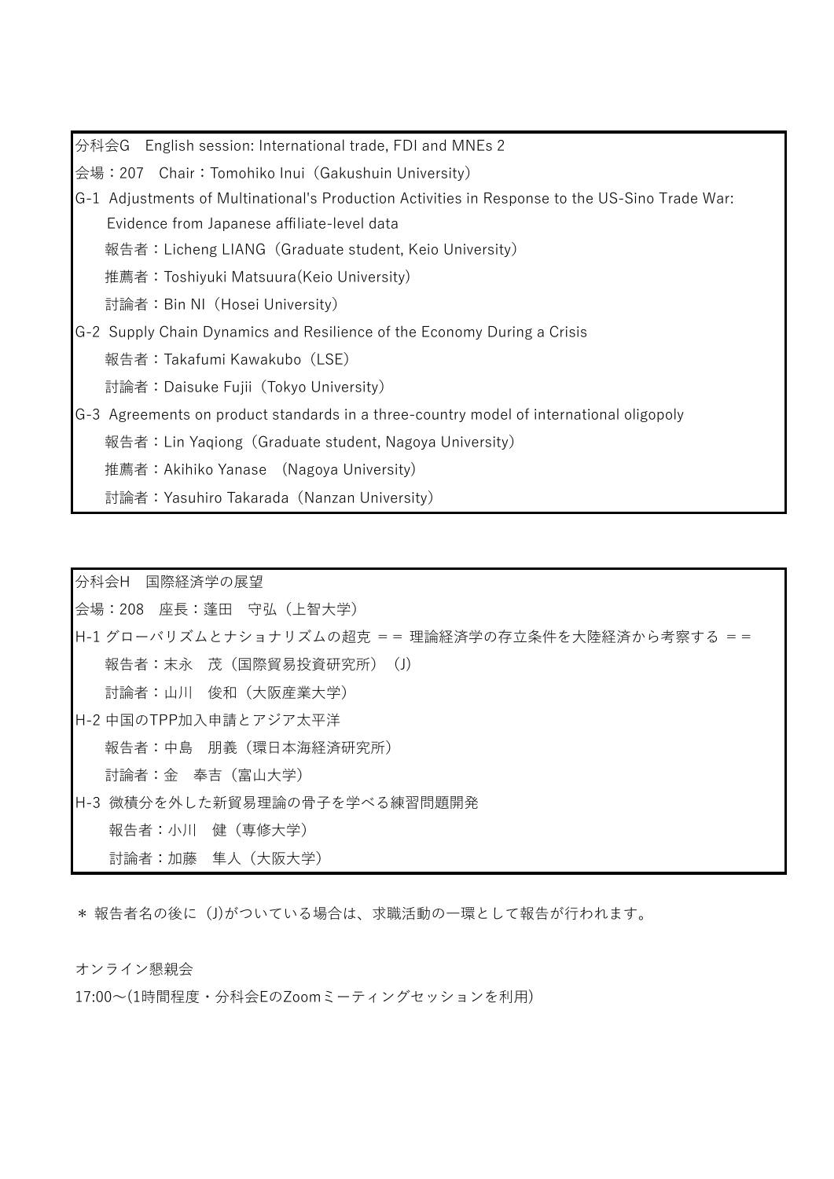分科会G　English session: International trade, FDI and MNEs 2

会場：207　Chair：Tomohiko Inui（Gakushuin University）

G-1  Adjustments of Multinational's Production Activities in Response to the US-Sino Trade War: Evidence from Japanese affiliate-level data

　報告者：Licheng LIANG（Graduate student, Keio University）

　推薦者：Toshiyuki Matsuura(Keio University)

　討論者：Bin NI（Hosei University）

G-2  Supply Chain Dynamics and Resilience of the Economy During a Crisis

　報告者：Takafumi Kawakubo（LSE）

　討論者：Daisuke Fujii（Tokyo University）

G-3  Agreements on product standards in a three-country model of international oligopoly

　報告者：Lin Yaqiong（Graduate student, Nagoya University）

　推薦者：Akihiko Yanase　(Nagoya University)

　討論者：Yasuhiro Takarada（Nanzan University）

分科会H　国際経済学の展望

会場：208　座長：蓬田　守弘（上智大学）

H-1 グローバリズムとナショナリズムの超克 ＝＝ 理論経済学の存立条件を大陸経済から考察する ＝＝

　報告者：末永　茂（国際貿易投資研究所）(J)

　討論者：山川　俊和（大阪産業大学）

H-2 中国のTPP加入申請とアジア太平洋

　報告者：中島　朋義（環日本海経済研究所）

　討論者：金　奉吉（富山大学）

H-3  微積分を外した新貿易理論の骨子を学べる練習問題開発

　報告者：小川　健（専修大学）

　討論者：加藤　隼人（大阪大学）

＊ 報告者名の後に (J)がついている場合は、求職活動の一環として報告が行われます。

オンライン懇親会

17:00～(1時間程度・分科会EのZoomミーティングセッションを利用)